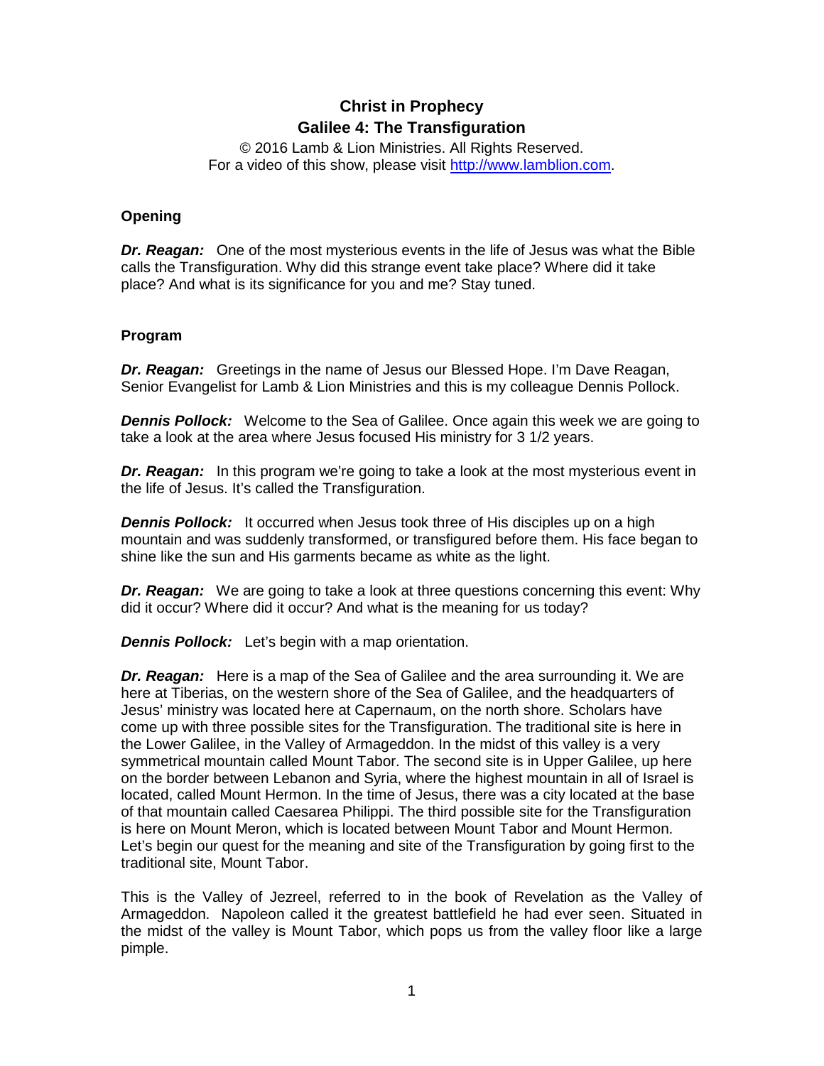# Christ in Prophecy
## Galilee 4: The Transfiguration

© 2016 Lamb & Lion Ministries. All Rights Reserved.
For a video of this show, please visit http://www.lamblion.com.

### Opening

***Dr. Reagan:*** One of the most mysterious events in the life of Jesus was what the Bible calls the Transfiguration. Why did this strange event take place? Where did it take place? And what is its significance for you and me? Stay tuned.

### Program

***Dr. Reagan:*** Greetings in the name of Jesus our Blessed Hope. I'm Dave Reagan, Senior Evangelist for Lamb & Lion Ministries and this is my colleague Dennis Pollock.

***Dennis Pollock:*** Welcome to the Sea of Galilee. Once again this week we are going to take a look at the area where Jesus focused His ministry for 3 1/2 years.

***Dr. Reagan:*** In this program we're going to take a look at the most mysterious event in the life of Jesus. It's called the Transfiguration.

***Dennis Pollock:*** It occurred when Jesus took three of His disciples up on a high mountain and was suddenly transformed, or transfigured before them. His face began to shine like the sun and His garments became as white as the light.

***Dr. Reagan:*** We are going to take a look at three questions concerning this event: Why did it occur? Where did it occur? And what is the meaning for us today?

***Dennis Pollock:*** Let's begin with a map orientation.

***Dr. Reagan:*** Here is a map of the Sea of Galilee and the area surrounding it. We are here at Tiberias, on the western shore of the Sea of Galilee, and the headquarters of Jesus' ministry was located here at Capernaum, on the north shore. Scholars have come up with three possible sites for the Transfiguration. The traditional site is here in the Lower Galilee, in the Valley of Armageddon. In the midst of this valley is a very symmetrical mountain called Mount Tabor. The second site is in Upper Galilee, up here on the border between Lebanon and Syria, where the highest mountain in all of Israel is located, called Mount Hermon. In the time of Jesus, there was a city located at the base of that mountain called Caesarea Philippi. The third possible site for the Transfiguration is here on Mount Meron, which is located between Mount Tabor and Mount Hermon. Let's begin our quest for the meaning and site of the Transfiguration by going first to the traditional site, Mount Tabor.

This is the Valley of Jezreel, referred to in the book of Revelation as the Valley of Armageddon. Napoleon called it the greatest battlefield he had ever seen. Situated in the midst of the valley is Mount Tabor, which pops us from the valley floor like a large pimple.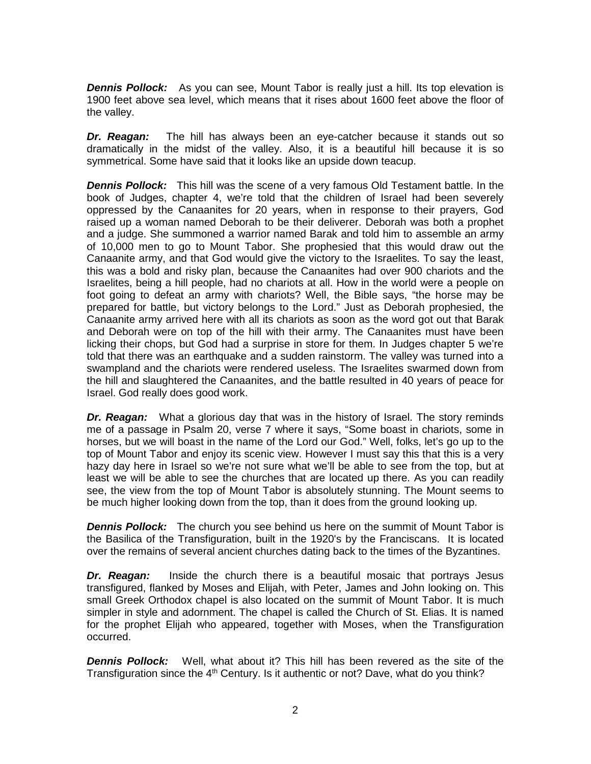***Dennis Pollock:*** As you can see, Mount Tabor is really just a hill. Its top elevation is 1900 feet above sea level, which means that it rises about 1600 feet above the floor of the valley.

***Dr. Reagan:*** The hill has always been an eye-catcher because it stands out so dramatically in the midst of the valley. Also, it is a beautiful hill because it is so symmetrical. Some have said that it looks like an upside down teacup.

***Dennis Pollock:*** This hill was the scene of a very famous Old Testament battle. In the book of Judges, chapter 4, we're told that the children of Israel had been severely oppressed by the Canaanites for 20 years, when in response to their prayers, God raised up a woman named Deborah to be their deliverer. Deborah was both a prophet and a judge. She summoned a warrior named Barak and told him to assemble an army of 10,000 men to go to Mount Tabor. She prophesied that this would draw out the Canaanite army, and that God would give the victory to the Israelites. To say the least, this was a bold and risky plan, because the Canaanites had over 900 chariots and the Israelites, being a hill people, had no chariots at all. How in the world were a people on foot going to defeat an army with chariots? Well, the Bible says, "the horse may be prepared for battle, but victory belongs to the Lord." Just as Deborah prophesied, the Canaanite army arrived here with all its chariots as soon as the word got out that Barak and Deborah were on top of the hill with their army. The Canaanites must have been licking their chops, but God had a surprise in store for them. In Judges chapter 5 we're told that there was an earthquake and a sudden rainstorm. The valley was turned into a swampland and the chariots were rendered useless. The Israelites swarmed down from the hill and slaughtered the Canaanites, and the battle resulted in 40 years of peace for Israel. God really does good work.

***Dr. Reagan:*** What a glorious day that was in the history of Israel. The story reminds me of a passage in Psalm 20, verse 7 where it says, "Some boast in chariots, some in horses, but we will boast in the name of the Lord our God." Well, folks, let's go up to the top of Mount Tabor and enjoy its scenic view. However I must say this that this is a very hazy day here in Israel so we're not sure what we'll be able to see from the top, but at least we will be able to see the churches that are located up there. As you can readily see, the view from the top of Mount Tabor is absolutely stunning. The Mount seems to be much higher looking down from the top, than it does from the ground looking up.

***Dennis Pollock:*** The church you see behind us here on the summit of Mount Tabor is the Basilica of the Transfiguration, built in the 1920's by the Franciscans. It is located over the remains of several ancient churches dating back to the times of the Byzantines.

***Dr. Reagan:*** Inside the church there is a beautiful mosaic that portrays Jesus transfigured, flanked by Moses and Elijah, with Peter, James and John looking on. This small Greek Orthodox chapel is also located on the summit of Mount Tabor. It is much simpler in style and adornment. The chapel is called the Church of St. Elias. It is named for the prophet Elijah who appeared, together with Moses, when the Transfiguration occurred.

***Dennis Pollock:*** Well, what about it? This hill has been revered as the site of the Transfiguration since the 4th Century. Is it authentic or not? Dave, what do you think?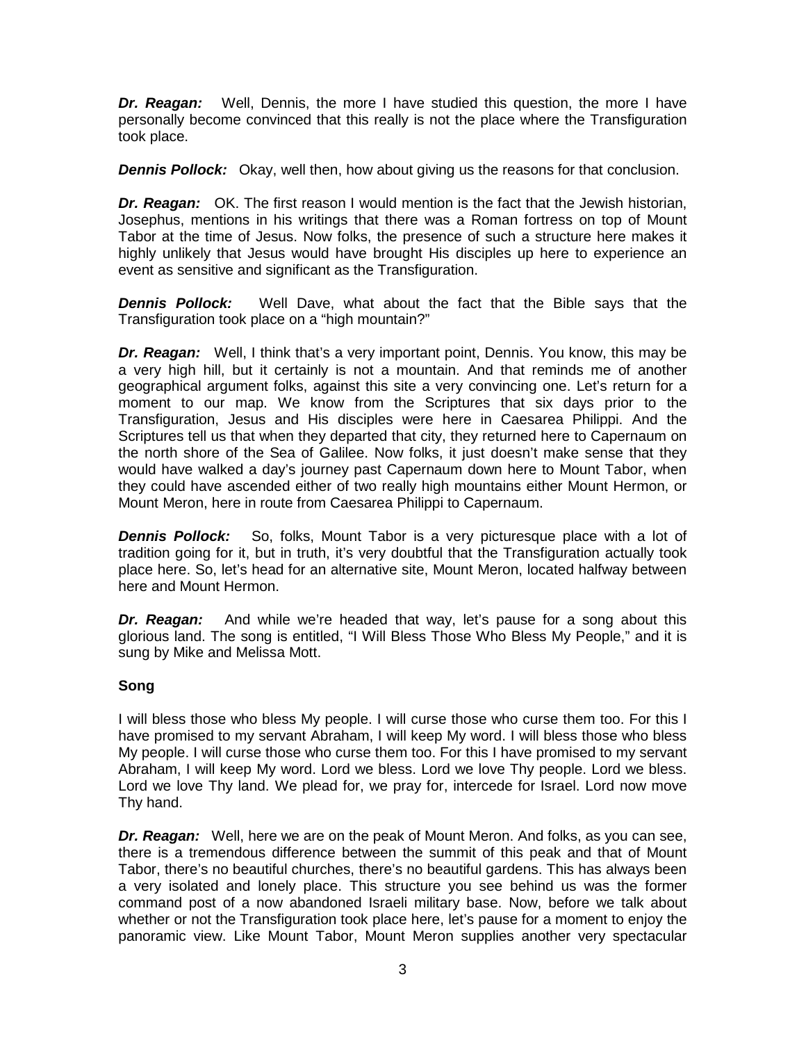***Dr. Reagan:*** Well, Dennis, the more I have studied this question, the more I have personally become convinced that this really is not the place where the Transfiguration took place.

***Dennis Pollock:*** Okay, well then, how about giving us the reasons for that conclusion.

***Dr. Reagan:*** OK. The first reason I would mention is the fact that the Jewish historian, Josephus, mentions in his writings that there was a Roman fortress on top of Mount Tabor at the time of Jesus. Now folks, the presence of such a structure here makes it highly unlikely that Jesus would have brought His disciples up here to experience an event as sensitive and significant as the Transfiguration.

***Dennis Pollock:*** Well Dave, what about the fact that the Bible says that the Transfiguration took place on a "high mountain?"

***Dr. Reagan:*** Well, I think that's a very important point, Dennis. You know, this may be a very high hill, but it certainly is not a mountain. And that reminds me of another geographical argument folks, against this site a very convincing one. Let's return for a moment to our map. We know from the Scriptures that six days prior to the Transfiguration, Jesus and His disciples were here in Caesarea Philippi. And the Scriptures tell us that when they departed that city, they returned here to Capernaum on the north shore of the Sea of Galilee. Now folks, it just doesn't make sense that they would have walked a day's journey past Capernaum down here to Mount Tabor, when they could have ascended either of two really high mountains either Mount Hermon, or Mount Meron, here in route from Caesarea Philippi to Capernaum.

***Dennis Pollock:*** So, folks, Mount Tabor is a very picturesque place with a lot of tradition going for it, but in truth, it's very doubtful that the Transfiguration actually took place here. So, let's head for an alternative site, Mount Meron, located halfway between here and Mount Hermon.

***Dr. Reagan:*** And while we're headed that way, let's pause for a song about this glorious land. The song is entitled, "I Will Bless Those Who Bless My People," and it is sung by Mike and Melissa Mott.

**Song**

I will bless those who bless My people. I will curse those who curse them too. For this I have promised to my servant Abraham, I will keep My word. I will bless those who bless My people. I will curse those who curse them too. For this I have promised to my servant Abraham, I will keep My word. Lord we bless. Lord we love Thy people. Lord we bless. Lord we love Thy land. We plead for, we pray for, intercede for Israel. Lord now move Thy hand.

***Dr. Reagan:*** Well, here we are on the peak of Mount Meron. And folks, as you can see, there is a tremendous difference between the summit of this peak and that of Mount Tabor, there's no beautiful churches, there's no beautiful gardens. This has always been a very isolated and lonely place. This structure you see behind us was the former command post of a now abandoned Israeli military base. Now, before we talk about whether or not the Transfiguration took place here, let's pause for a moment to enjoy the panoramic view. Like Mount Tabor, Mount Meron supplies another very spectacular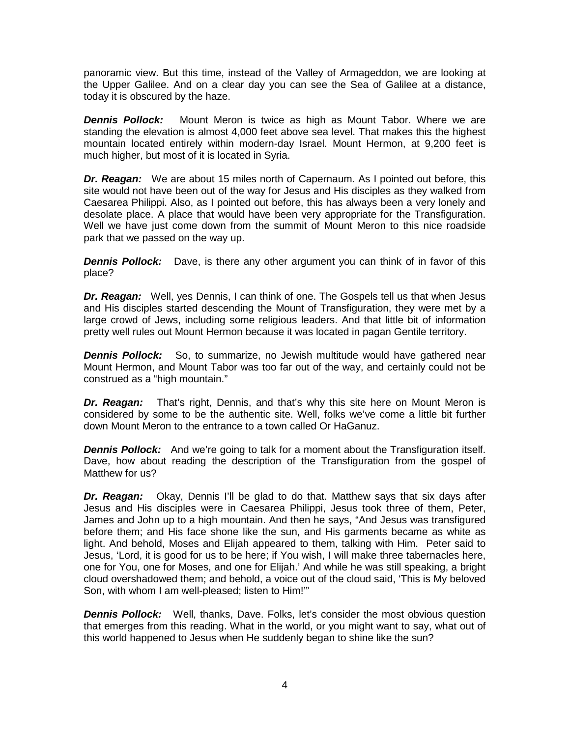panoramic view. But this time, instead of the Valley of Armageddon, we are looking at the Upper Galilee. And on a clear day you can see the Sea of Galilee at a distance, today it is obscured by the haze.

***Dennis Pollock:*** Mount Meron is twice as high as Mount Tabor. Where we are standing the elevation is almost 4,000 feet above sea level. That makes this the highest mountain located entirely within modern-day Israel. Mount Hermon, at 9,200 feet is much higher, but most of it is located in Syria.

***Dr. Reagan:*** We are about 15 miles north of Capernaum. As I pointed out before, this site would not have been out of the way for Jesus and His disciples as they walked from Caesarea Philippi. Also, as I pointed out before, this has always been a very lonely and desolate place. A place that would have been very appropriate for the Transfiguration. Well we have just come down from the summit of Mount Meron to this nice roadside park that we passed on the way up.

***Dennis Pollock:*** Dave, is there any other argument you can think of in favor of this place?

***Dr. Reagan:*** Well, yes Dennis, I can think of one. The Gospels tell us that when Jesus and His disciples started descending the Mount of Transfiguration, they were met by a large crowd of Jews, including some religious leaders. And that little bit of information pretty well rules out Mount Hermon because it was located in pagan Gentile territory.

***Dennis Pollock:*** So, to summarize, no Jewish multitude would have gathered near Mount Hermon, and Mount Tabor was too far out of the way, and certainly could not be construed as a "high mountain."

***Dr. Reagan:*** That's right, Dennis, and that's why this site here on Mount Meron is considered by some to be the authentic site. Well, folks we've come a little bit further down Mount Meron to the entrance to a town called Or HaGanuz.

***Dennis Pollock:*** And we're going to talk for a moment about the Transfiguration itself. Dave, how about reading the description of the Transfiguration from the gospel of Matthew for us?

***Dr. Reagan:*** Okay, Dennis I'll be glad to do that. Matthew says that six days after Jesus and His disciples were in Caesarea Philippi, Jesus took three of them, Peter, James and John up to a high mountain. And then he says, "And Jesus was transfigured before them; and His face shone like the sun, and His garments became as white as light. And behold, Moses and Elijah appeared to them, talking with Him. Peter said to Jesus, 'Lord, it is good for us to be here; if You wish, I will make three tabernacles here, one for You, one for Moses, and one for Elijah.' And while he was still speaking, a bright cloud overshadowed them; and behold, a voice out of the cloud said, 'This is My beloved Son, with whom I am well-pleased; listen to Him!'"

***Dennis Pollock:*** Well, thanks, Dave. Folks, let's consider the most obvious question that emerges from this reading. What in the world, or you might want to say, what out of this world happened to Jesus when He suddenly began to shine like the sun?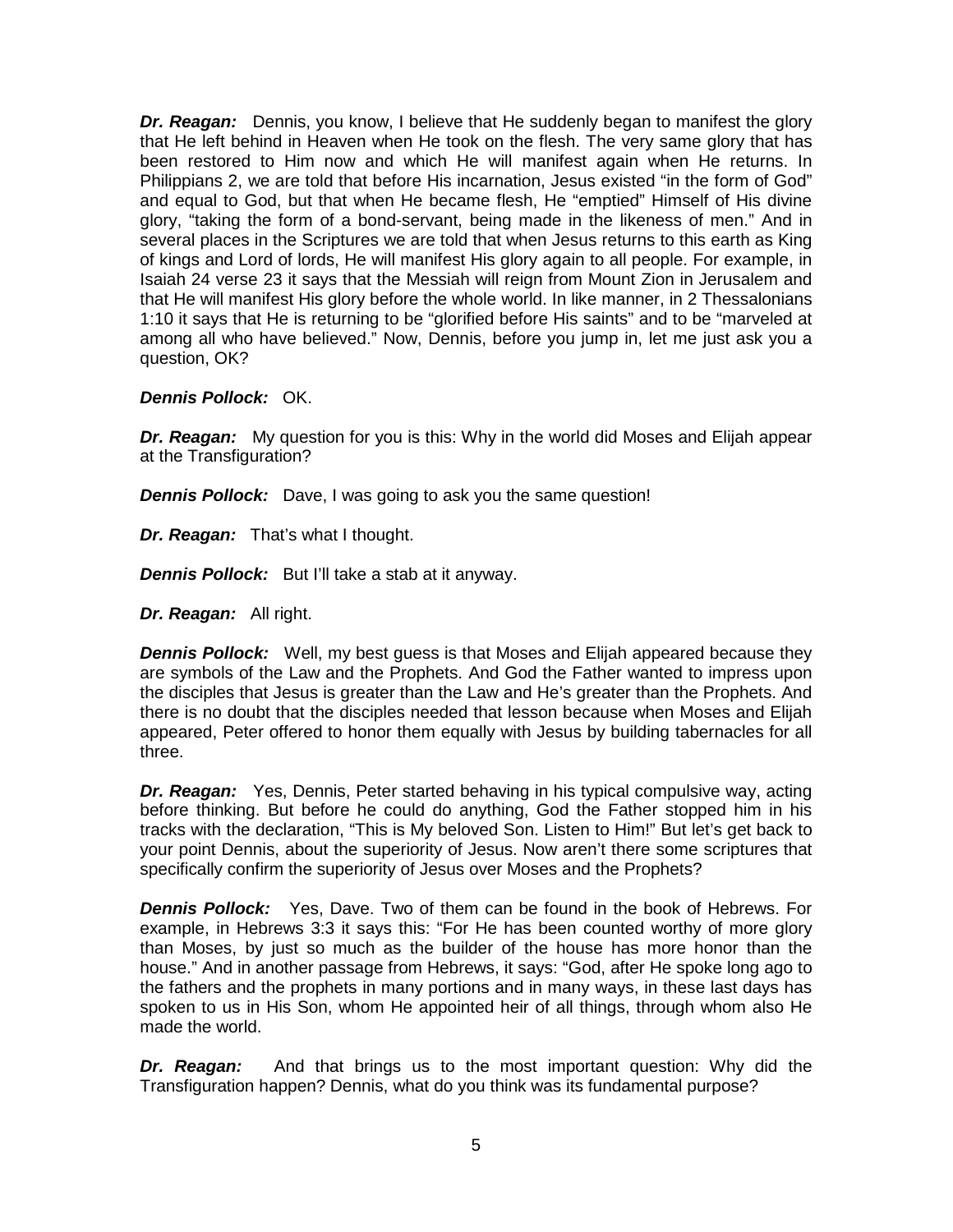***Dr. Reagan:*** Dennis, you know, I believe that He suddenly began to manifest the glory that He left behind in Heaven when He took on the flesh. The very same glory that has been restored to Him now and which He will manifest again when He returns. In Philippians 2, we are told that before His incarnation, Jesus existed "in the form of God" and equal to God, but that when He became flesh, He "emptied" Himself of His divine glory, "taking the form of a bond-servant, being made in the likeness of men." And in several places in the Scriptures we are told that when Jesus returns to this earth as King of kings and Lord of lords, He will manifest His glory again to all people. For example, in Isaiah 24 verse 23 it says that the Messiah will reign from Mount Zion in Jerusalem and that He will manifest His glory before the whole world. In like manner, in 2 Thessalonians 1:10 it says that He is returning to be "glorified before His saints" and to be "marveled at among all who have believed." Now, Dennis, before you jump in, let me just ask you a question, OK?

***Dennis Pollock:*** OK.

***Dr. Reagan:*** My question for you is this: Why in the world did Moses and Elijah appear at the Transfiguration?

***Dennis Pollock:*** Dave, I was going to ask you the same question!

***Dr. Reagan:*** That's what I thought.

***Dennis Pollock:*** But I'll take a stab at it anyway.

***Dr. Reagan:*** All right.

***Dennis Pollock:*** Well, my best guess is that Moses and Elijah appeared because they are symbols of the Law and the Prophets. And God the Father wanted to impress upon the disciples that Jesus is greater than the Law and He's greater than the Prophets. And there is no doubt that the disciples needed that lesson because when Moses and Elijah appeared, Peter offered to honor them equally with Jesus by building tabernacles for all three.

***Dr. Reagan:*** Yes, Dennis, Peter started behaving in his typical compulsive way, acting before thinking. But before he could do anything, God the Father stopped him in his tracks with the declaration, "This is My beloved Son. Listen to Him!" But let's get back to your point Dennis, about the superiority of Jesus. Now aren't there some scriptures that specifically confirm the superiority of Jesus over Moses and the Prophets?

***Dennis Pollock:*** Yes, Dave. Two of them can be found in the book of Hebrews. For example, in Hebrews 3:3 it says this: "For He has been counted worthy of more glory than Moses, by just so much as the builder of the house has more honor than the house." And in another passage from Hebrews, it says: "God, after He spoke long ago to the fathers and the prophets in many portions and in many ways, in these last days has spoken to us in His Son, whom He appointed heir of all things, through whom also He made the world.

***Dr. Reagan:*** And that brings us to the most important question: Why did the Transfiguration happen? Dennis, what do you think was its fundamental purpose?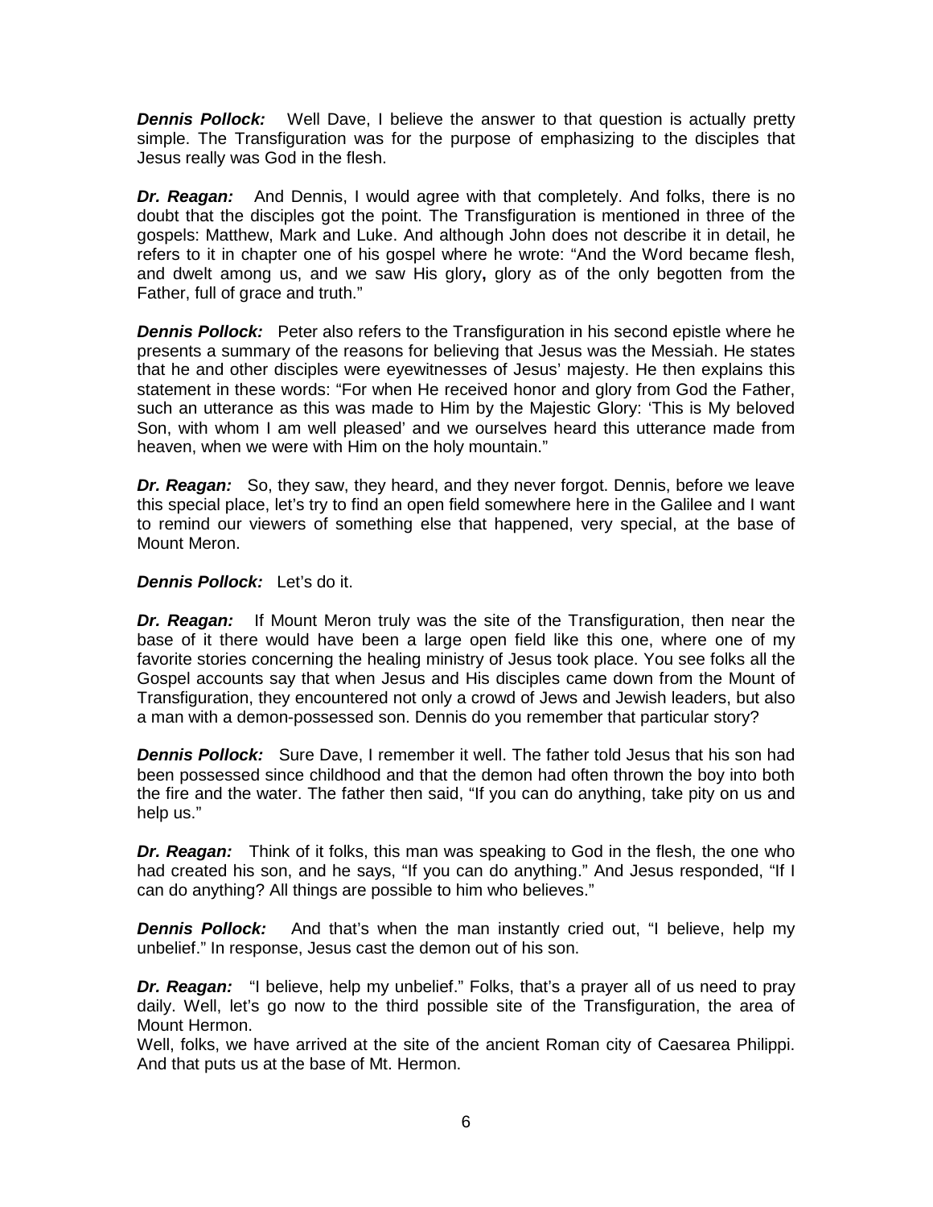***Dennis Pollock:*** Well Dave, I believe the answer to that question is actually pretty simple. The Transfiguration was for the purpose of emphasizing to the disciples that Jesus really was God in the flesh.

***Dr. Reagan:*** And Dennis, I would agree with that completely. And folks, there is no doubt that the disciples got the point. The Transfiguration is mentioned in three of the gospels: Matthew, Mark and Luke. And although John does not describe it in detail, he refers to it in chapter one of his gospel where he wrote: "And the Word became flesh, and dwelt among us, and we saw His glory**,** glory as of the only begotten from the Father, full of grace and truth."

***Dennis Pollock:*** Peter also refers to the Transfiguration in his second epistle where he presents a summary of the reasons for believing that Jesus was the Messiah. He states that he and other disciples were eyewitnesses of Jesus' majesty. He then explains this statement in these words: "For when He received honor and glory from God the Father, such an utterance as this was made to Him by the Majestic Glory: 'This is My beloved Son, with whom I am well pleased' and we ourselves heard this utterance made from heaven, when we were with Him on the holy mountain."

***Dr. Reagan:*** So, they saw, they heard, and they never forgot. Dennis, before we leave this special place, let's try to find an open field somewhere here in the Galilee and I want to remind our viewers of something else that happened, very special, at the base of Mount Meron.

***Dennis Pollock:*** Let's do it.

***Dr. Reagan:*** If Mount Meron truly was the site of the Transfiguration, then near the base of it there would have been a large open field like this one, where one of my favorite stories concerning the healing ministry of Jesus took place. You see folks all the Gospel accounts say that when Jesus and His disciples came down from the Mount of Transfiguration, they encountered not only a crowd of Jews and Jewish leaders, but also a man with a demon-possessed son. Dennis do you remember that particular story?

***Dennis Pollock:*** Sure Dave, I remember it well. The father told Jesus that his son had been possessed since childhood and that the demon had often thrown the boy into both the fire and the water. The father then said, "If you can do anything, take pity on us and help us."

***Dr. Reagan:*** Think of it folks, this man was speaking to God in the flesh, the one who had created his son, and he says, "If you can do anything." And Jesus responded, "If I can do anything? All things are possible to him who believes."

***Dennis Pollock:*** And that's when the man instantly cried out, "I believe, help my unbelief." In response, Jesus cast the demon out of his son.

***Dr. Reagan:*** "I believe, help my unbelief." Folks, that's a prayer all of us need to pray daily. Well, let's go now to the third possible site of the Transfiguration, the area of Mount Hermon.

Well, folks, we have arrived at the site of the ancient Roman city of Caesarea Philippi. And that puts us at the base of Mt. Hermon.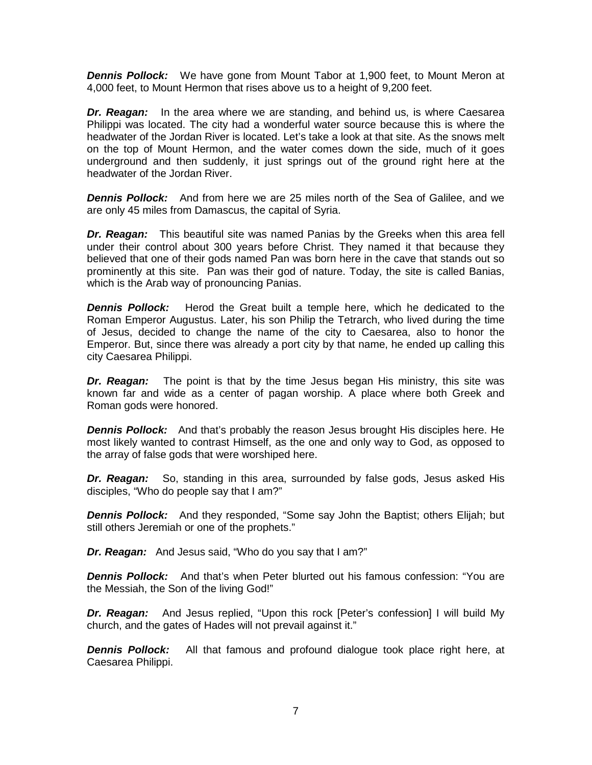***Dennis Pollock:*** We have gone from Mount Tabor at 1,900 feet, to Mount Meron at 4,000 feet, to Mount Hermon that rises above us to a height of 9,200 feet.

***Dr. Reagan:*** In the area where we are standing, and behind us, is where Caesarea Philippi was located. The city had a wonderful water source because this is where the headwater of the Jordan River is located. Let's take a look at that site. As the snows melt on the top of Mount Hermon, and the water comes down the side, much of it goes underground and then suddenly, it just springs out of the ground right here at the headwater of the Jordan River.

***Dennis Pollock:*** And from here we are 25 miles north of the Sea of Galilee, and we are only 45 miles from Damascus, the capital of Syria.

***Dr. Reagan:*** This beautiful site was named Panias by the Greeks when this area fell under their control about 300 years before Christ. They named it that because they believed that one of their gods named Pan was born here in the cave that stands out so prominently at this site. Pan was their god of nature. Today, the site is called Banias, which is the Arab way of pronouncing Panias.

***Dennis Pollock:*** Herod the Great built a temple here, which he dedicated to the Roman Emperor Augustus. Later, his son Philip the Tetrarch, who lived during the time of Jesus, decided to change the name of the city to Caesarea, also to honor the Emperor. But, since there was already a port city by that name, he ended up calling this city Caesarea Philippi.

***Dr. Reagan:*** The point is that by the time Jesus began His ministry, this site was known far and wide as a center of pagan worship. A place where both Greek and Roman gods were honored.

***Dennis Pollock:*** And that's probably the reason Jesus brought His disciples here. He most likely wanted to contrast Himself, as the one and only way to God, as opposed to the array of false gods that were worshiped here.

***Dr. Reagan:*** So, standing in this area, surrounded by false gods, Jesus asked His disciples, "Who do people say that I am?"

***Dennis Pollock:*** And they responded, "Some say John the Baptist; others Elijah; but still others Jeremiah or one of the prophets."

***Dr. Reagan:*** And Jesus said, "Who do you say that I am?"

***Dennis Pollock:*** And that's when Peter blurted out his famous confession: "You are the Messiah, the Son of the living God!"

***Dr. Reagan:*** And Jesus replied, "Upon this rock [Peter's confession] I will build My church, and the gates of Hades will not prevail against it."

***Dennis Pollock:*** All that famous and profound dialogue took place right here, at Caesarea Philippi.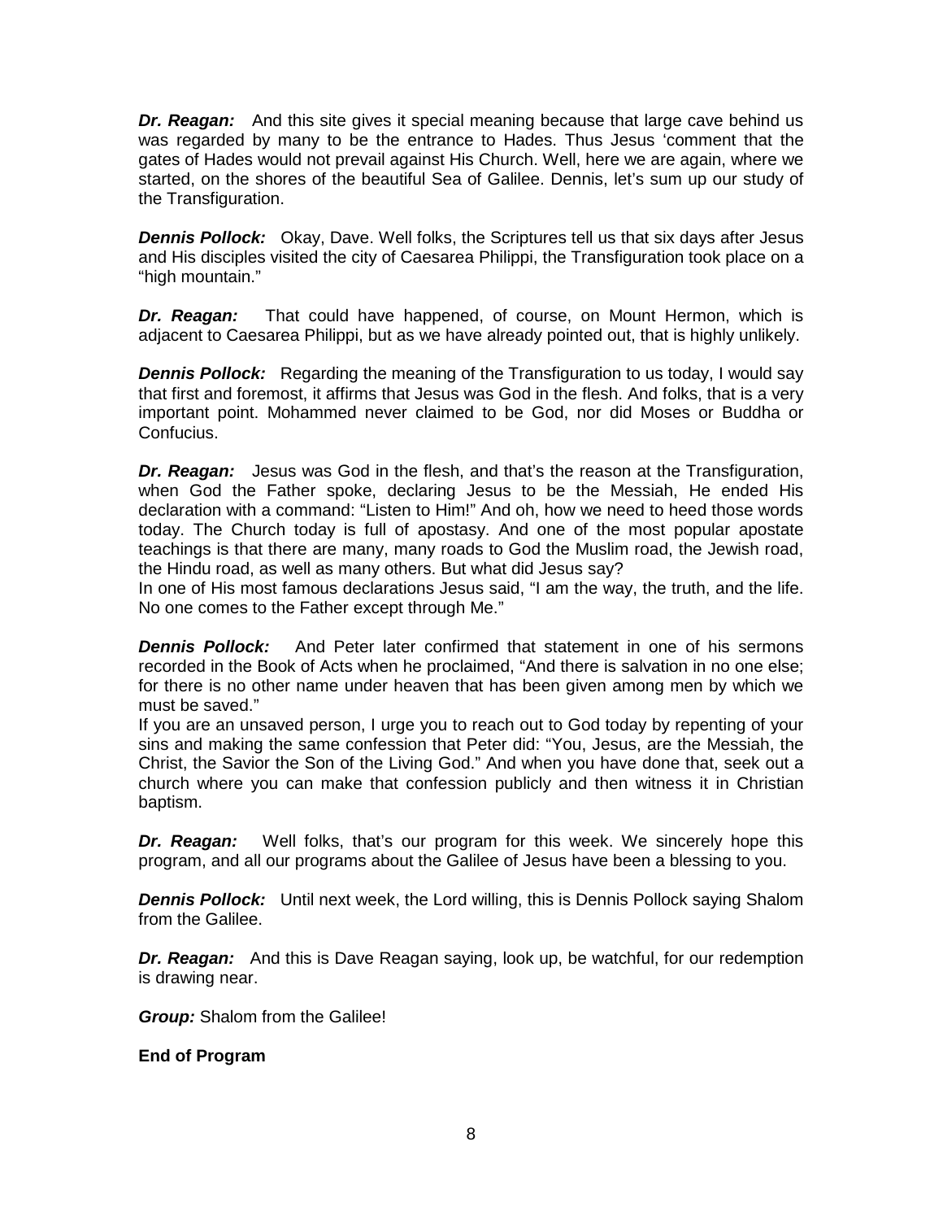***Dr. Reagan:*** And this site gives it special meaning because that large cave behind us was regarded by many to be the entrance to Hades. Thus Jesus 'comment that the gates of Hades would not prevail against His Church. Well, here we are again, where we started, on the shores of the beautiful Sea of Galilee. Dennis, let's sum up our study of the Transfiguration.

***Dennis Pollock:*** Okay, Dave. Well folks, the Scriptures tell us that six days after Jesus and His disciples visited the city of Caesarea Philippi, the Transfiguration took place on a "high mountain."

***Dr. Reagan:*** That could have happened, of course, on Mount Hermon, which is adjacent to Caesarea Philippi, but as we have already pointed out, that is highly unlikely.

***Dennis Pollock:*** Regarding the meaning of the Transfiguration to us today, I would say that first and foremost, it affirms that Jesus was God in the flesh. And folks, that is a very important point. Mohammed never claimed to be God, nor did Moses or Buddha or Confucius.

***Dr. Reagan:*** Jesus was God in the flesh, and that's the reason at the Transfiguration, when God the Father spoke, declaring Jesus to be the Messiah, He ended His declaration with a command: "Listen to Him!" And oh, how we need to heed those words today. The Church today is full of apostasy. And one of the most popular apostate teachings is that there are many, many roads to God the Muslim road, the Jewish road, the Hindu road, as well as many others. But what did Jesus say?
In one of His most famous declarations Jesus said, "I am the way, the truth, and the life. No one comes to the Father except through Me."

***Dennis Pollock:*** And Peter later confirmed that statement in one of his sermons recorded in the Book of Acts when he proclaimed, "And there is salvation in no one else; for there is no other name under heaven that has been given among men by which we must be saved."
If you are an unsaved person, I urge you to reach out to God today by repenting of your sins and making the same confession that Peter did: "You, Jesus, are the Messiah, the Christ, the Savior the Son of the Living God." And when you have done that, seek out a church where you can make that confession publicly and then witness it in Christian baptism.

***Dr. Reagan:*** Well folks, that's our program for this week. We sincerely hope this program, and all our programs about the Galilee of Jesus have been a blessing to you.

***Dennis Pollock:*** Until next week, the Lord willing, this is Dennis Pollock saying Shalom from the Galilee.

***Dr. Reagan:*** And this is Dave Reagan saying, look up, be watchful, for our redemption is drawing near.

***Group:*** Shalom from the Galilee!

**End of Program**